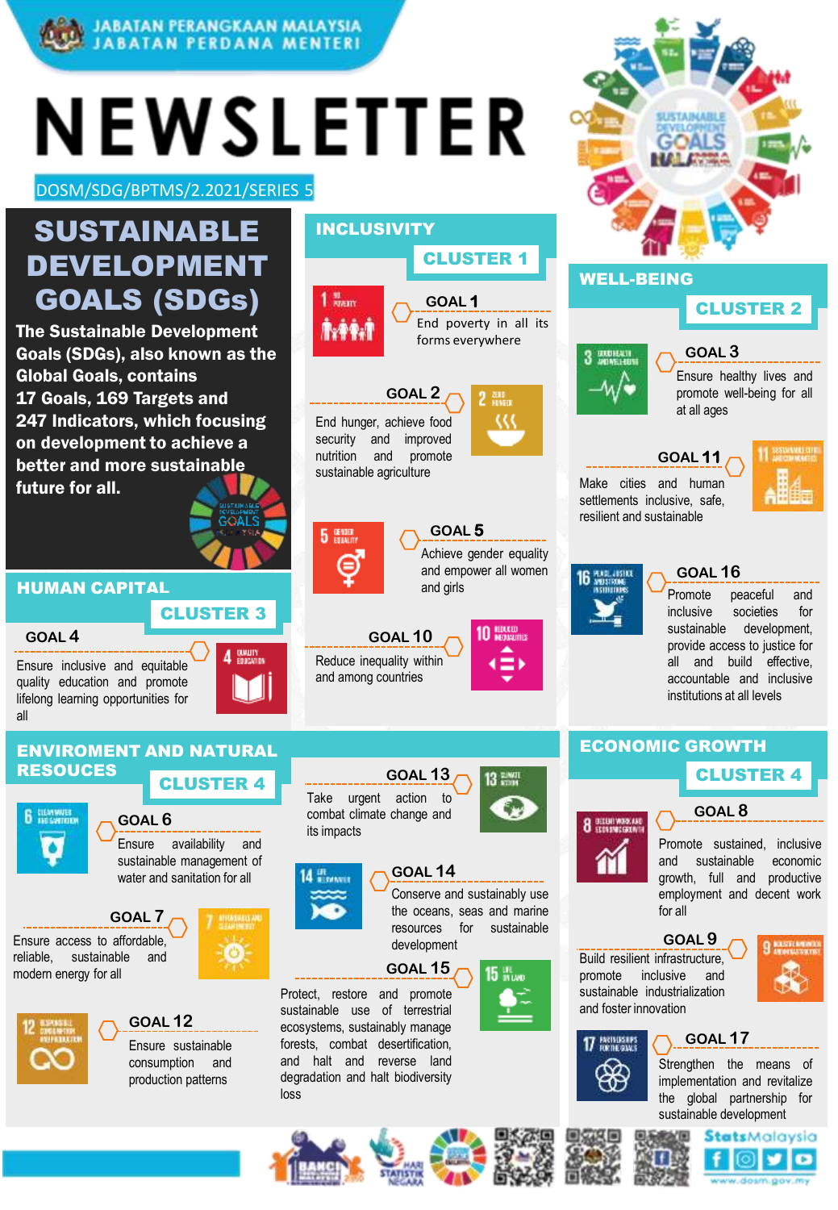JABATAN PERANGKAAN MALAYSIA
JABATAN PERDANA MENTERI

# NEWSLETTER

DOSM/SDG/BPTMS/2.2021/SERIES 5

## SUSTAINABLE DEVELOPMENT GOALS (SDGs)

**The Sustainable Development Goals (SDGs), also known as the Global Goals, contains 17 Goals, 169 Targets and 247 Indicators, which focusing on development to achieve a better and more sustainable future for all.**

## INCLUSIVITY

### CLUSTER 1

**GOAL 1**
End poverty in all its forms everywhere

**GOAL 2**
End hunger, achieve food security and improved nutrition and promote sustainable agriculture

**GOAL 5**
Achieve gender equality and empower all women and girls

**GOAL 10**
Reduce inequality within and among countries

## WELL-BEING

### CLUSTER 2

**GOAL 3**
Ensure healthy lives and promote well-being for all at all ages

**GOAL 11**
Make cities and human settlements inclusive, safe, resilient and sustainable

**GOAL 16**
Promote peaceful and inclusive societies for sustainable development, provide access to justice for all and build effective, accountable and inclusive institutions at all levels

## HUMAN CAPITAL

### CLUSTER 3

**GOAL 4**
Ensure inclusive and equitable quality education and promote lifelong learning opportunities for all

## ENVIROMENT AND NATURAL RESOUCES

### CLUSTER 4

**GOAL 6**
Ensure availability and sustainable management of water and sanitation for all

**GOAL 7**
Ensure access to affordable, reliable, sustainable and modern energy for all

**GOAL 12**
Ensure sustainable consumption and production patterns

**GOAL 13**
Take urgent action to combat climate change and its impacts

**GOAL 14**
Conserve and sustainably use the oceans, seas and marine resources for sustainable development

**GOAL 15**
Protect, restore and promote sustainable use of terrestrial ecosystems, sustainably manage forests, combat desertification, and halt and reverse land degradation and halt biodiversity loss

## ECONOMIC GROWTH

### CLUSTER 4

**GOAL 8**
Promote sustained, inclusive and sustainable economic growth, full and productive employment and decent work for all

**GOAL 9**
Build resilient infrastructure, promote inclusive and sustainable industrialization and foster innovation

**GOAL 17**
Strengthen the means of implementation and revitalize the global partnership for sustainable development

StatsMalaysia
www.dosm.gov.my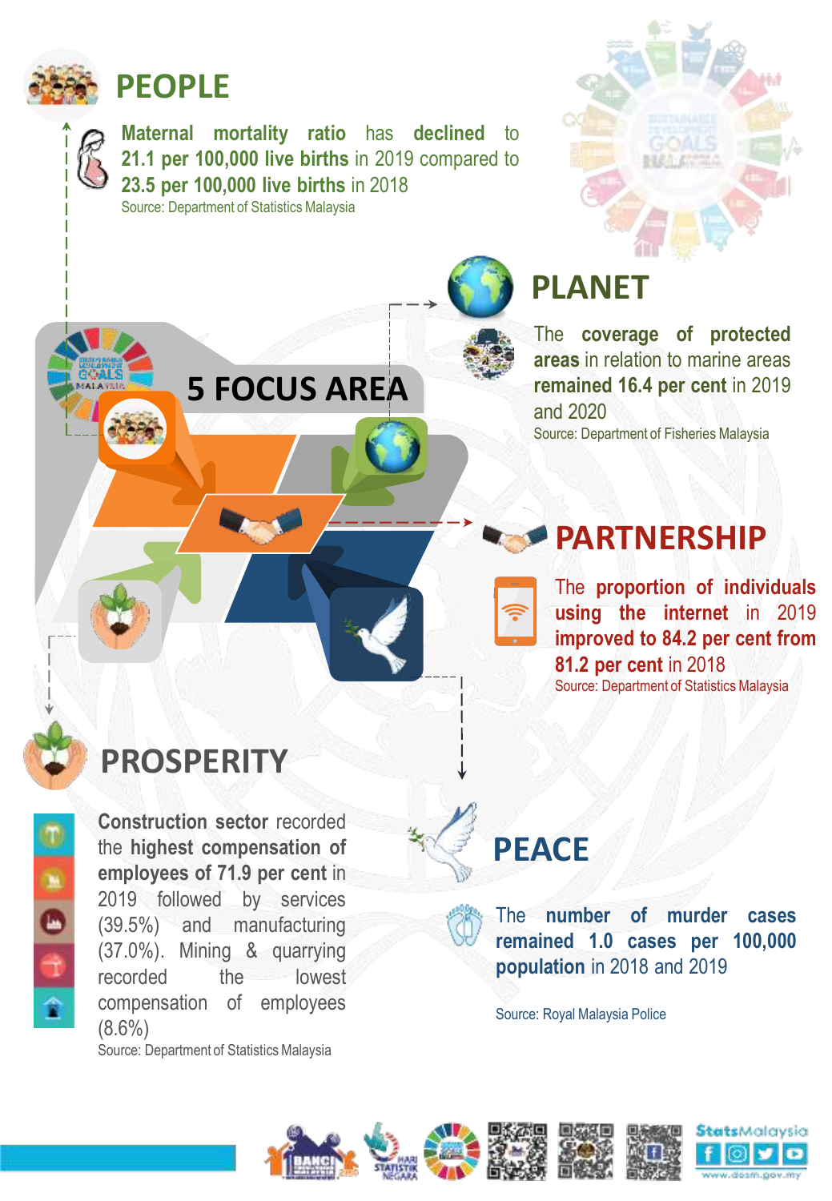## PEOPLE

**Maternal mortality ratio** has **declined** to **21.1 per 100,000 live births** in 2019 compared to **23.5 per 100,000 live births** in 2018

Source: Department of Statistics Malaysia

## 5 FOCUS AREA

## PLANET

The **coverage of protected areas** in relation to marine areas **remained 16.4 per cent** in 2019 and 2020

Source: Department of Fisheries Malaysia

## PARTNERSHIP

The **proportion of individuals using the internet** in 2019 **improved to 84.2 per cent from 81.2 per cent** in 2018

Source: Department of Statistics Malaysia

## PROSPERITY

**Construction sector** recorded the **highest compensation of employees of 71.9 per cent** in 2019 followed by services (39.5%) and manufacturing (37.0%). Mining & quarrying recorded the lowest compensation of employees (8.6%)

Source: Department of Statistics Malaysia

## PEACE

The **number of murder cases remained 1.0 cases per 100,000 population** in 2018 and 2019

Source: Royal Malaysia Police

StatsMalaysia

www.dosm.gov.my